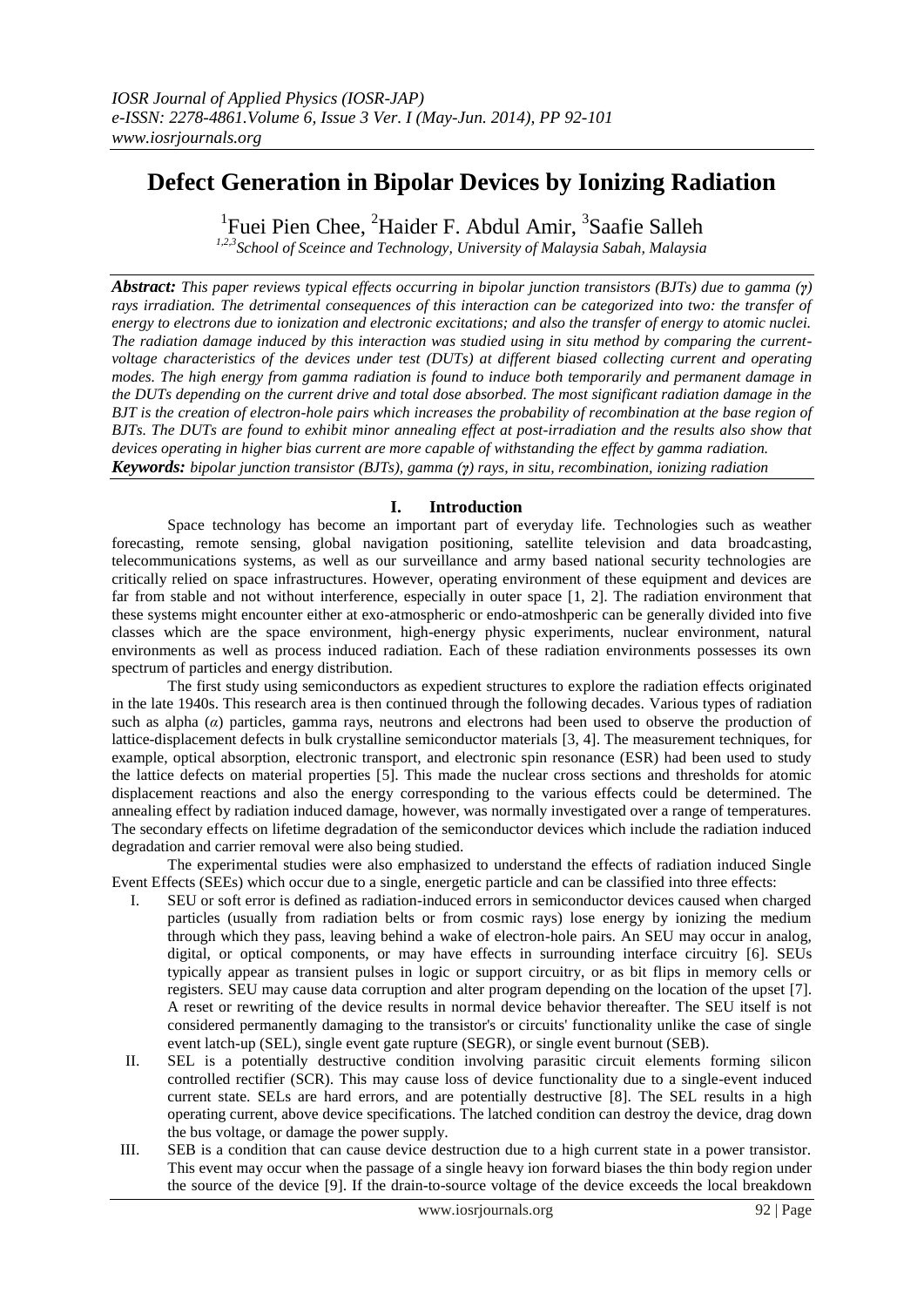# Defect Generation in Bipolar Devices by Ionizing Radiation

[1]Fuei Pien Chee, [2]Haider F. Abdul Amir, [3]Saafie Salleh

[1,2,3]*School of Sceince and Technology, University of Malaysia Sabah, Malaysia*

***Abstract:*** *This paper reviews typical effects occurring in bipolar junction transistors (BJTs) due to gamma (γ) rays irradiation. The detrimental consequences of this interaction can be categorized into two: the transfer of energy to electrons due to ionization and electronic excitations; and also the transfer of energy to atomic nuclei. The radiation damage induced by this interaction was studied using in situ method by comparing the current-voltage characteristics of the devices under test (DUTs) at different biased collecting current and operating modes. The high energy from gamma radiation is found to induce both temporarily and permanent damage in the DUTs depending on the current drive and total dose absorbed. The most significant radiation damage in the BJT is the creation of electron-hole pairs which increases the probability of recombination at the base region of BJTs. The DUTs are found to exhibit minor annealing effect at post-irradiation and the results also show that devices operating in higher bias current are more capable of withstanding the effect by gamma radiation.*

***Keywords:*** *bipolar junction transistor (BJTs), gamma (γ) rays, in situ, recombination, ionizing radiation*

## I. Introduction

Space technology has become an important part of everyday life. Technologies such as weather forecasting, remote sensing, global navigation positioning, satellite television and data broadcasting, telecommunications systems, as well as our surveillance and army based national security technologies are critically relied on space infrastructures. However, operating environment of these equipment and devices are far from stable and not without interference, especially in outer space [1, 2]. The radiation environment that these systems might encounter either at exo-atmospheric or endo-atmoshperic can be generally divided into five classes which are the space environment, high-energy physic experiments, nuclear environment, natural environments as well as process induced radiation. Each of these radiation environments possesses its own spectrum of particles and energy distribution.

The first study using semiconductors as expedient structures to explore the radiation effects originated in the late 1940s. This research area is then continued through the following decades. Various types of radiation such as alpha (*α*) particles, gamma rays, neutrons and electrons had been used to observe the production of lattice-displacement defects in bulk crystalline semiconductor materials [3, 4]. The measurement techniques, for example, optical absorption, electronic transport, and electronic spin resonance (ESR) had been used to study the lattice defects on material properties [5]. This made the nuclear cross sections and thresholds for atomic displacement reactions and also the energy corresponding to the various effects could be determined. The annealing effect by radiation induced damage, however, was normally investigated over a range of temperatures. The secondary effects on lifetime degradation of the semiconductor devices which include the radiation induced degradation and carrier removal were also being studied.

The experimental studies were also emphasized to understand the effects of radiation induced Single Event Effects (SEEs) which occur due to a single, energetic particle and can be classified into three effects:

I. SEU or soft error is defined as radiation-induced errors in semiconductor devices caused when charged particles (usually from radiation belts or from cosmic rays) lose energy by ionizing the medium through which they pass, leaving behind a wake of electron-hole pairs. An SEU may occur in analog, digital, or optical components, or may have effects in surrounding interface circuitry [6]. SEUs typically appear as transient pulses in logic or support circuitry, or as bit flips in memory cells or registers. SEU may cause data corruption and alter program depending on the location of the upset [7]. A reset or rewriting of the device results in normal device behavior thereafter. The SEU itself is not considered permanently damaging to the transistor's or circuits' functionality unlike the case of single event latch-up (SEL), single event gate rupture (SEGR), or single event burnout (SEB).

II. SEL is a potentially destructive condition involving parasitic circuit elements forming silicon controlled rectifier (SCR). This may cause loss of device functionality due to a single-event induced current state. SELs are hard errors, and are potentially destructive [8]. The SEL results in a high operating current, above device specifications. The latched condition can destroy the device, drag down the bus voltage, or damage the power supply.

III. SEB is a condition that can cause device destruction due to a high current state in a power transistor. This event may occur when the passage of a single heavy ion forward biases the thin body region under the source of the device [9]. If the drain-to-source voltage of the device exceeds the local breakdown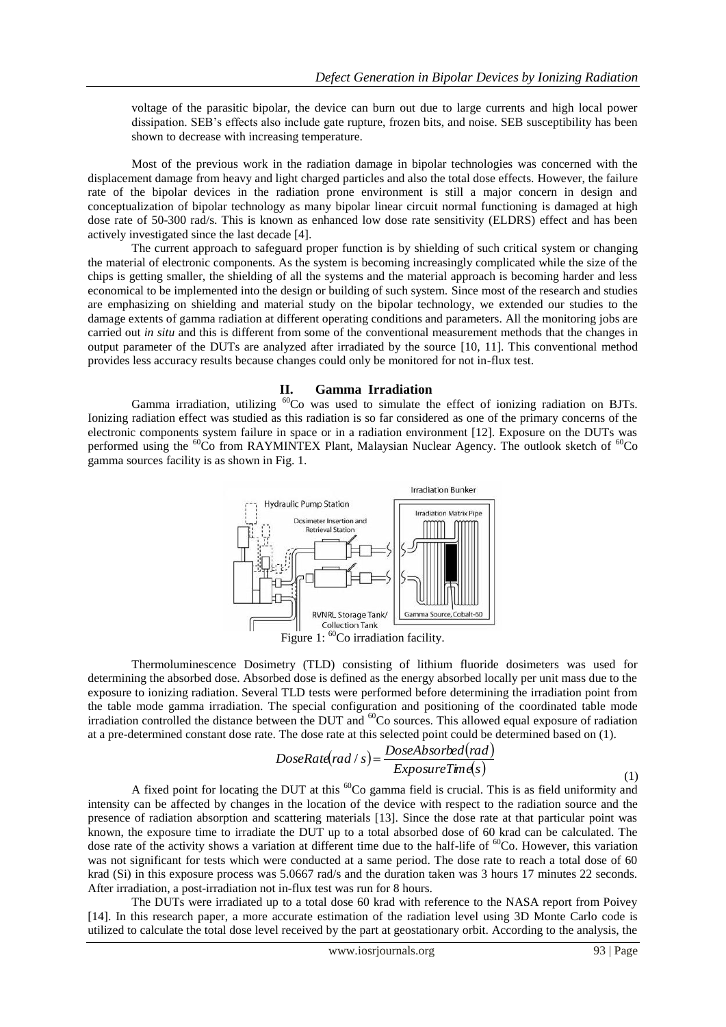voltage of the parasitic bipolar, the device can burn out due to large currents and high local power dissipation. SEB's effects also include gate rupture, frozen bits, and noise. SEB susceptibility has been shown to decrease with increasing temperature.

Most of the previous work in the radiation damage in bipolar technologies was concerned with the displacement damage from heavy and light charged particles and also the total dose effects. However, the failure rate of the bipolar devices in the radiation prone environment is still a major concern in design and conceptualization of bipolar technology as many bipolar linear circuit normal functioning is damaged at high dose rate of 50-300 rad/s. This is known as enhanced low dose rate sensitivity (ELDRS) effect and has been actively investigated since the last decade [4].

The current approach to safeguard proper function is by shielding of such critical system or changing the material of electronic components. As the system is becoming increasingly complicated while the size of the chips is getting smaller, the shielding of all the systems and the material approach is becoming harder and less economical to be implemented into the design or building of such system. Since most of the research and studies are emphasizing on shielding and material study on the bipolar technology, we extended our studies to the damage extents of gamma radiation at different operating conditions and parameters. All the monitoring jobs are carried out *in situ* and this is different from some of the conventional measurement methods that the changes in output parameter of the DUTs are analyzed after irradiated by the source [10, 11]. This conventional method provides less accuracy results because changes could only be monitored for not in-flux test.

## II. Gamma Irradiation

Gamma irradiation, utilizing $^{60}Co$ was used to simulate the effect of ionizing radiation on BJTs. Ionizing radiation effect was studied as this radiation is so far considered as one of the primary concerns of the electronic components system failure in space or in a radiation environment [12]. Exposure on the DUTs was performed using the $^{60}Co$ from RAYMINTEX Plant, Malaysian Nuclear Agency. The outlook sketch of $^{60}Co$ gamma sources facility is as shown in Fig. 1.

Figure 1: $^{60}Co$ irradiation facility.

Thermoluminescence Dosimetry (TLD) consisting of lithium fluoride dosimeters was used for determining the absorbed dose. Absorbed dose is defined as the energy absorbed locally per unit mass due to the exposure to ionizing radiation. Several TLD tests were performed before determining the irradiation point from the table mode gamma irradiation. The special configuration and positioning of the coordinated table mode irradiation controlled the distance between the DUT and $^{60}Co$ sources. This allowed equal exposure of radiation at a pre-determined constant dose rate. The dose rate at this selected point could be determined based on (1).

$$DoseRate(rad/s) = \frac{DoseAbsorbed(rad)}{ExposureTime(s)} \tag{1}$$

A fixed point for locating the DUT at this $^{60}Co$ gamma field is crucial. This is as field uniformity and intensity can be affected by changes in the location of the device with respect to the radiation source and the presence of radiation absorption and scattering materials [13]. Since the dose rate at that particular point was known, the exposure time to irradiate the DUT up to a total absorbed dose of 60 krad can be calculated. The dose rate of the activity shows a variation at different time due to the half-life of $^{60}Co$. However, this variation was not significant for tests which were conducted at a same period. The dose rate to reach a total dose of 60 krad (Si) in this exposure process was 5.0667 rad/s and the duration taken was 3 hours 17 minutes 22 seconds. After irradiation, a post-irradiation not in-flux test was run for 8 hours.

The DUTs were irradiated up to a total dose 60 krad with reference to the NASA report from Poivey [14]. In this research paper, a more accurate estimation of the radiation level using 3D Monte Carlo code is utilized to calculate the total dose level received by the part at geostationary orbit. According to the analysis, the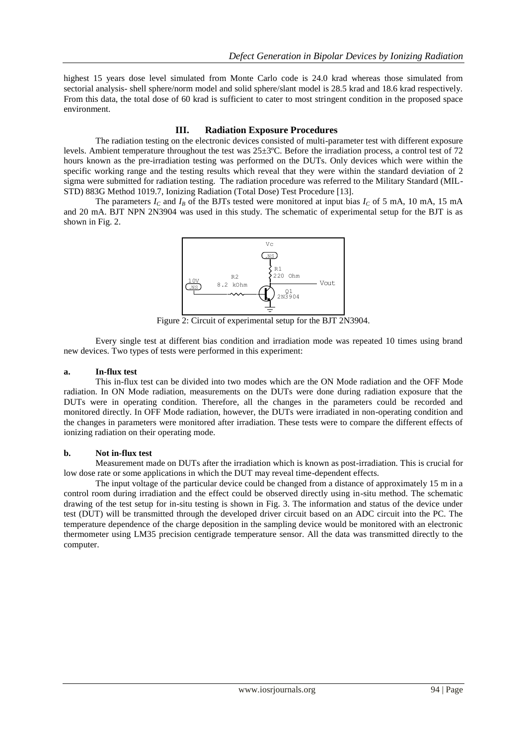highest 15 years dose level simulated from Monte Carlo code is 24.0 krad whereas those simulated from sectorial analysis- shell sphere/norm model and solid sphere/slant model is 28.5 krad and 18.6 krad respectively. From this data, the total dose of 60 krad is sufficient to cater to most stringent condition in the proposed space environment.

## III. Radiation Exposure Procedures

The radiation testing on the electronic devices consisted of multi-parameter test with different exposure levels. Ambient temperature throughout the test was 25±3ºC. Before the irradiation process, a control test of 72 hours known as the pre-irradiation testing was performed on the DUTs. Only devices which were within the specific working range and the testing results which reveal that they were within the standard deviation of 2 sigma were submitted for radiation testing. The radiation procedure was referred to the Military Standard (MIL-STD) 883G Method 1019.7, Ionizing Radiation (Total Dose) Test Procedure [13].

The parameters $I_C$ and $I_B$ of the BJTs tested were monitored at input bias $I_C$ of 5 mA, 10 mA, 15 mA and 20 mA. BJT NPN 2N3904 was used in this study. The schematic of experimental setup for the BJT is as shown in Fig. 2.

Figure 2: Circuit of experimental setup for the BJT 2N3904.

Every single test at different bias condition and irradiation mode was repeated 10 times using brand new devices. Two types of tests were performed in this experiment:

### a. In-flux test

This in-flux test can be divided into two modes which are the ON Mode radiation and the OFF Mode radiation. In ON Mode radiation, measurements on the DUTs were done during radiation exposure that the DUTs were in operating condition. Therefore, all the changes in the parameters could be recorded and monitored directly. In OFF Mode radiation, however, the DUTs were irradiated in non-operating condition and the changes in parameters were monitored after irradiation. These tests were to compare the different effects of ionizing radiation on their operating mode.

### b. Not in-flux test

Measurement made on DUTs after the irradiation which is known as post-irradiation. This is crucial for low dose rate or some applications in which the DUT may reveal time-dependent effects.

The input voltage of the particular device could be changed from a distance of approximately 15 m in a control room during irradiation and the effect could be observed directly using in-situ method. The schematic drawing of the test setup for in-situ testing is shown in Fig. 3. The information and status of the device under test (DUT) will be transmitted through the developed driver circuit based on an ADC circuit into the PC. The temperature dependence of the charge deposition in the sampling device would be monitored with an electronic thermometer using LM35 precision centigrade temperature sensor. All the data was transmitted directly to the computer.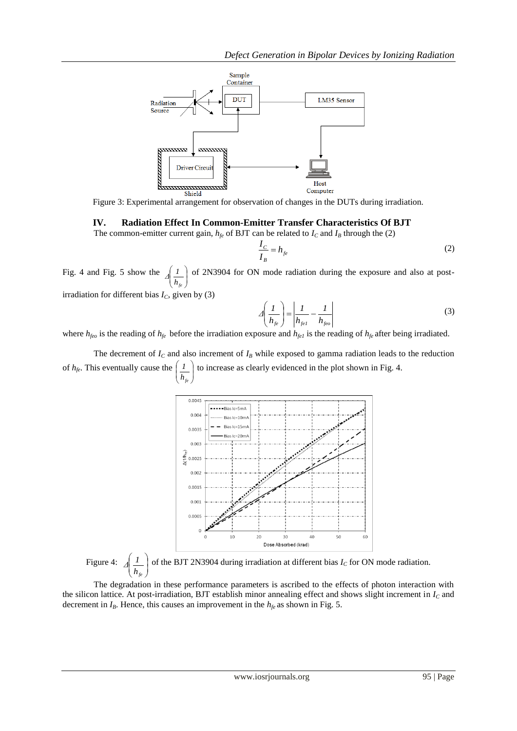Figure 3: Experimental arrangement for observation of changes in the DUTs during irradiation.

## IV. Radiation Effect In Common-Emitter Transfer Characteristics Of BJT

The common-emitter current gain, $h_{fe}$ of BJT can be related to $I_C$ and $I_B$ through the (2)

$$\frac{I_C}{I_B} = h_{fe} \tag{2}$$

Fig. 4 and Fig. 5 show the $\Delta\left(\frac{1}{h_{fe}}\right)$ of 2N3904 for ON mode radiation during the exposure and also at post-irradiation for different bias $I_C$, given by (3)

$$\Delta\left(\frac{1}{h_{fe}}\right) = \left|\frac{1}{h_{fe1}} - \frac{1}{h_{feo}}\right| \tag{3}$$

where $h_{feo}$ is the reading of $h_{fe}$ before the irradiation exposure and $h_{fe1}$ is the reading of $h_{fe}$ after being irradiated.

The decrement of $I_C$ and also increment of $I_B$ while exposed to gamma radiation leads to the reduction of $h_{fe}$. This eventually cause the $\left(\frac{1}{h_{fe}}\right)$ to increase as clearly evidenced in the plot shown in Fig. 4.

Figure 4: $\Delta\left(\frac{1}{h_{fe}}\right)$ of the BJT 2N3904 during irradiation at different bias $I_C$ for ON mode radiation.

The degradation in these performance parameters is ascribed to the effects of photon interaction with the silicon lattice. At post-irradiation, BJT establish minor annealing effect and shows slight increment in $I_C$ and decrement in $I_B$. Hence, this causes an improvement in the $h_{fe}$ as shown in Fig. 5.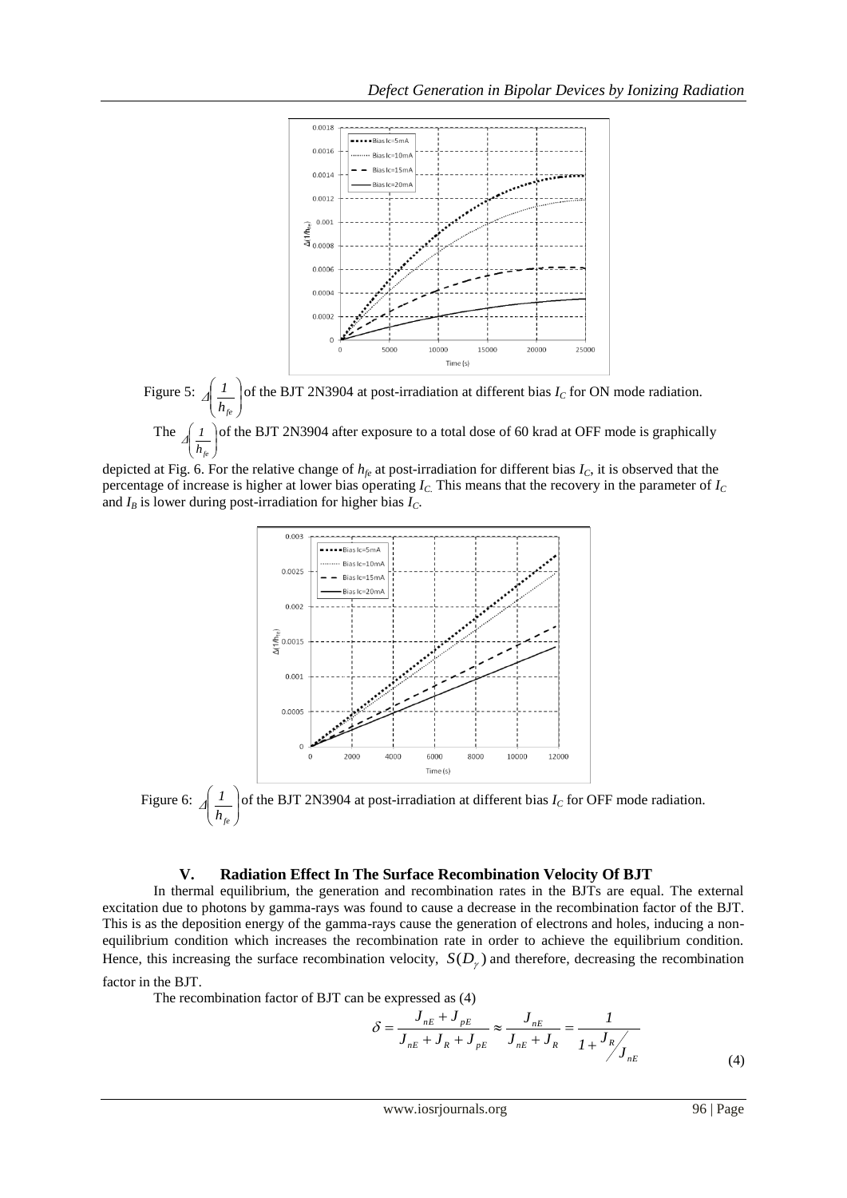Figure 5: $\Delta\left(\frac{1}{h_{fe}}\right)$ of the BJT 2N3904 at post-irradiation at different bias $I_C$ for ON mode radiation.

The $\Delta\left(\frac{1}{h_{fe}}\right)$ of the BJT 2N3904 after exposure to a total dose of 60 krad at OFF mode is graphically depicted at Fig. 6. For the relative change of $h_{fe}$ at post-irradiation for different bias $I_C$, it is observed that the percentage of increase is higher at lower bias operating $I_C$. This means that the recovery in the parameter of $I_C$ and $I_B$ is lower during post-irradiation for higher bias $I_C$.

Figure 6: $\Delta\left(\frac{1}{h_{fe}}\right)$ of the BJT 2N3904 at post-irradiation at different bias $I_C$ for OFF mode radiation.

## V. Radiation Effect In The Surface Recombination Velocity Of BJT

In thermal equilibrium, the generation and recombination rates in the BJTs are equal. The external excitation due to photons by gamma-rays was found to cause a decrease in the recombination factor of the BJT. This is as the deposition energy of the gamma-rays cause the generation of electrons and holes, inducing a non-equilibrium condition which increases the recombination rate in order to achieve the equilibrium condition. Hence, this increasing the surface recombination velocity, $S(D_\gamma)$ and therefore, decreasing the recombination factor in the BJT.

The recombination factor of BJT can be expressed as (4)

$$\delta = \frac{J_{nE} + J_{pE}}{J_{nE} + J_R + J_{pE}} \approx \frac{J_{nE}}{J_{nE} + J_R} = \frac{1}{1 + {J_R}/{J_{nE}}} \tag{4}$$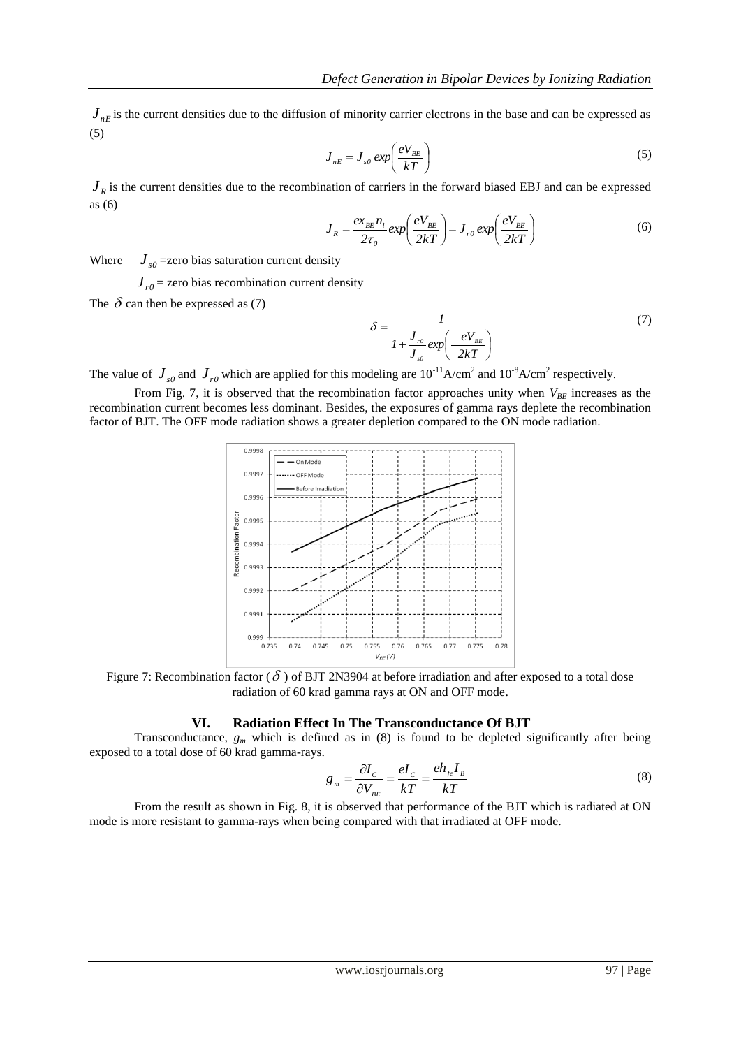$J_{nE}$ is the current densities due to the diffusion of minority carrier electrons in the base and can be expressed as (5)

$$J_{nE} = J_{s0}\, exp\left(\frac{eV_{BE}}{kT}\right) \tag{5}$$

$J_R$ is the current densities due to the recombination of carriers in the forward biased EBJ and can be expressed as (6)

$$J_R = \frac{ex_{BE} n_i}{2\tau_0} exp\left(\frac{eV_{BE}}{2kT}\right) = J_{r0}\, exp\left(\frac{eV_{BE}}{2kT}\right) \tag{6}$$

Where $J_{s0}$ =zero bias saturation current density

$J_{r0}$ = zero bias recombination current density

The $\delta$ can then be expressed as (7)

$$\delta = \frac{1}{1 + \frac{J_{r0}}{J_{s0}} exp\left(\frac{-eV_{BE}}{2kT}\right)} \tag{7}$$

The value of $J_{s0}$ and $J_{r0}$ which are applied for this modeling are $10^{-11}$A/cm$^2$ and $10^{-8}$A/cm$^2$ respectively.

From Fig. 7, it is observed that the recombination factor approaches unity when $V_{BE}$ increases as the recombination current becomes less dominant. Besides, the exposures of gamma rays deplete the recombination factor of BJT. The OFF mode radiation shows a greater depletion compared to the ON mode radiation.

Figure 7: Recombination factor ($\delta$) of BJT 2N3904 at before irradiation and after exposed to a total dose radiation of 60 krad gamma rays at ON and OFF mode.

## VI. Radiation Effect In The Transconductance Of BJT

Transconductance, $g_m$ which is defined as in (8) is found to be depleted significantly after being exposed to a total dose of 60 krad gamma-rays.

$$g_m = \frac{\partial I_C}{\partial V_{BE}} = \frac{eI_C}{kT} = \frac{eh_{fe} I_B}{kT} \tag{8}$$

From the result as shown in Fig. 8, it is observed that performance of the BJT which is radiated at ON mode is more resistant to gamma-rays when being compared with that irradiated at OFF mode.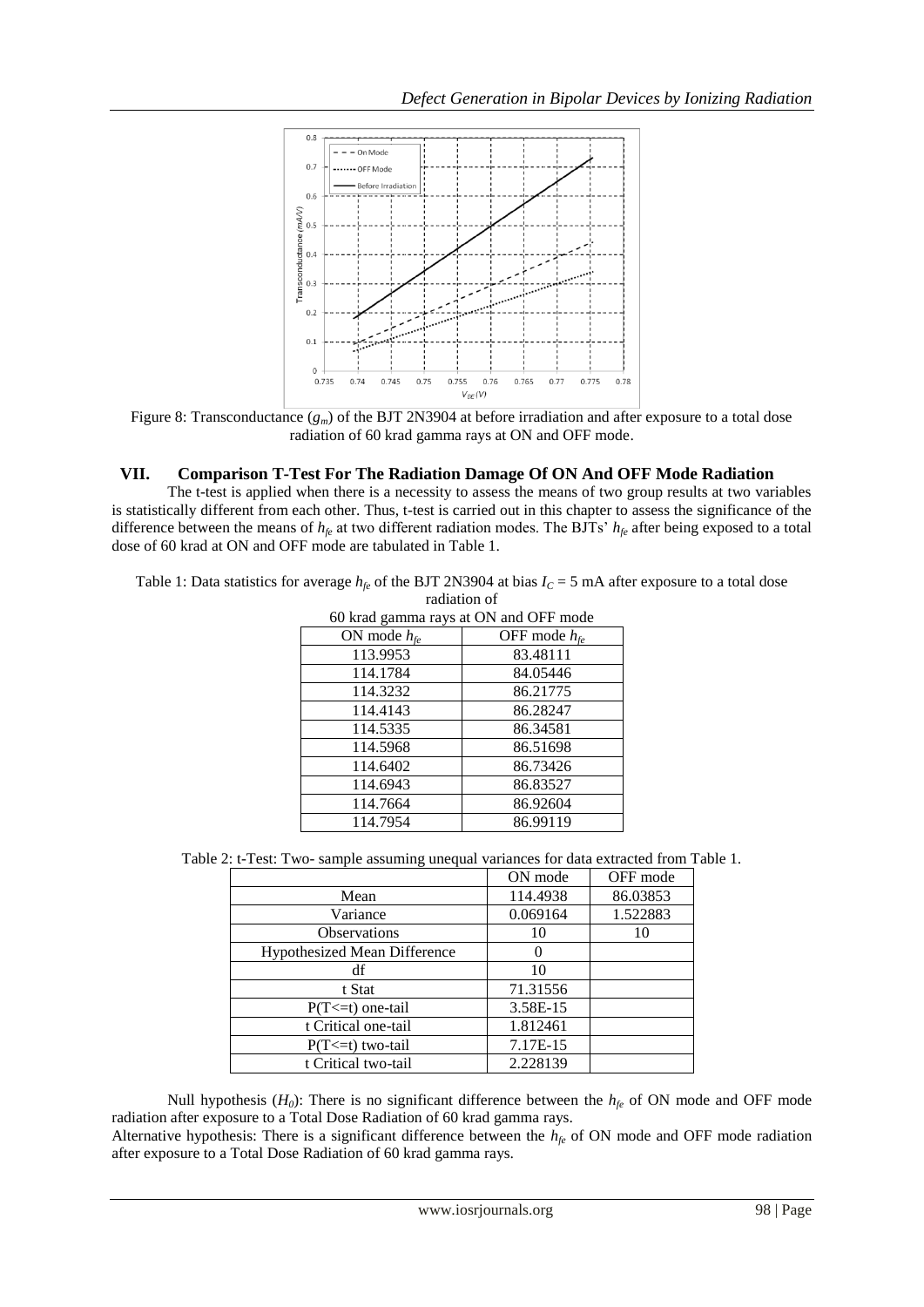Figure 8: Transconductance ($g_m$) of the BJT 2N3904 at before irradiation and after exposure to a total dose radiation of 60 krad gamma rays at ON and OFF mode.

## VII. Comparison T-Test For The Radiation Damage Of ON And OFF Mode Radiation

The t-test is applied when there is a necessity to assess the means of two group results at two variables is statistically different from each other. Thus, t-test is carried out in this chapter to assess the significance of the difference between the means of $h_{fe}$ at two different radiation modes. The BJTs' $h_{fe}$ after being exposed to a total dose of 60 krad at ON and OFF mode are tabulated in Table 1.

Table 1: Data statistics for average $h_{fe}$ of the BJT 2N3904 at bias $I_C$ = 5 mA after exposure to a total dose radiation of 60 krad gamma rays at ON and OFF mode

| ON mode $h_{fe}$ | OFF mode $h_{fe}$ |
|---|---|
| 113.9953 | 83.48111 |
| 114.1784 | 84.05446 |
| 114.3232 | 86.21775 |
| 114.4143 | 86.28247 |
| 114.5335 | 86.34581 |
| 114.5968 | 86.51698 |
| 114.6402 | 86.73426 |
| 114.6943 | 86.83527 |
| 114.7664 | 86.92604 |
| 114.7954 | 86.99119 |

Table 2: t-Test: Two- sample assuming unequal variances for data extracted from Table 1.

| | ON mode | OFF mode |
|---|---|---|
| Mean | 114.4938 | 86.03853 |
| Variance | 0.069164 | 1.522883 |
| Observations | 10 | 10 |
| Hypothesized Mean Difference | 0 | |
| df | 10 | |
| t Stat | 71.31556 | |
| P(T<=t) one-tail | 3.58E-15 | |
| t Critical one-tail | 1.812461 | |
| P(T<=t) two-tail | 7.17E-15 | |
| t Critical two-tail | 2.228139 | |

Null hypothesis ($H_0$): There is no significant difference between the $h_{fe}$ of ON mode and OFF mode radiation after exposure to a Total Dose Radiation of 60 krad gamma rays.

Alternative hypothesis: There is a significant difference between the $h_{fe}$ of ON mode and OFF mode radiation after exposure to a Total Dose Radiation of 60 krad gamma rays.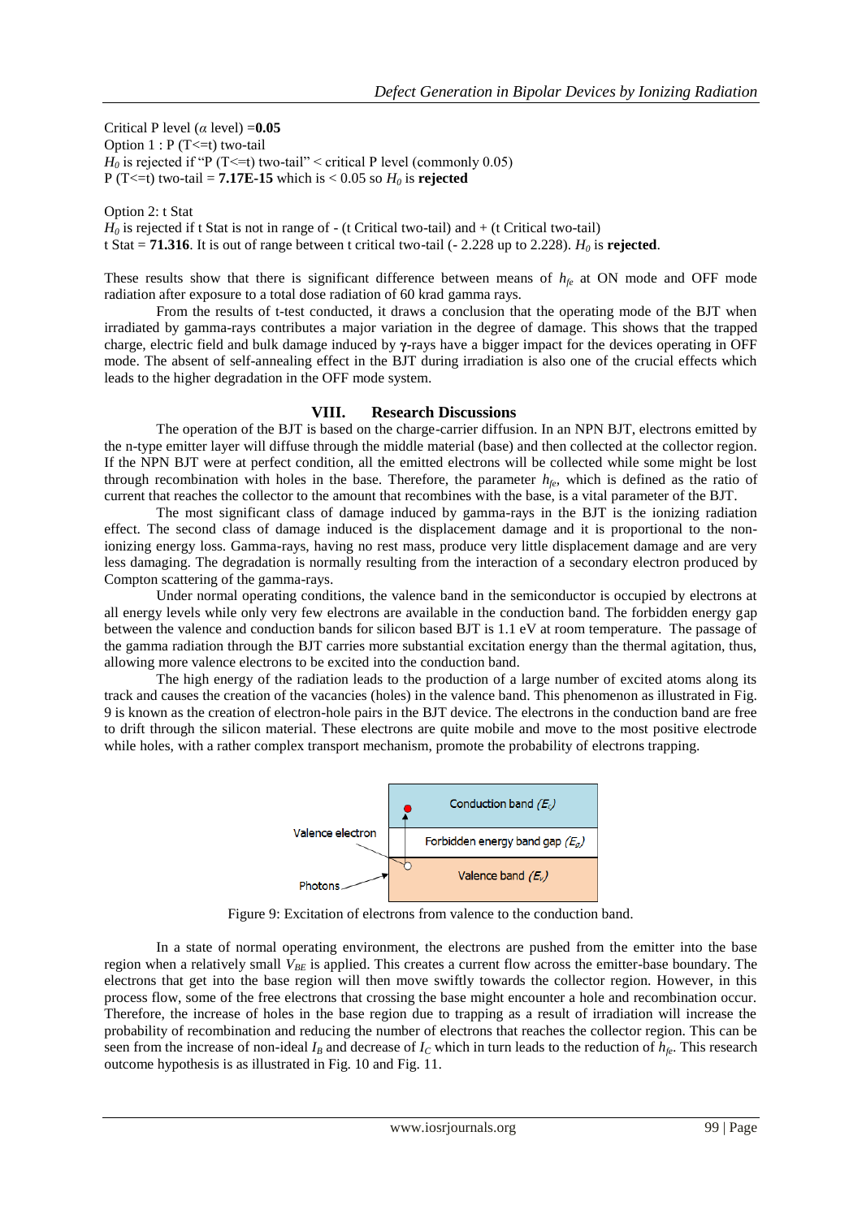Critical P level ($\alpha$ level) =**0.05**
Option 1 : P (T<=t) two-tail
$H_0$ is rejected if "P (T<=t) two-tail" < critical P level (commonly 0.05)
P (T<=t) two-tail = **7.17E-15** which is < 0.05 so $H_0$ is **rejected**

Option 2: t Stat
$H_0$ is rejected if t Stat is not in range of - (t Critical two-tail) and + (t Critical two-tail)
t Stat = **71.316**. It is out of range between t critical two-tail (- 2.228 up to 2.228). $H_0$ is **rejected**.

These results show that there is significant difference between means of $h_{fe}$ at ON mode and OFF mode radiation after exposure to a total dose radiation of 60 krad gamma rays.

From the results of t-test conducted, it draws a conclusion that the operating mode of the BJT when irradiated by gamma-rays contributes a major variation in the degree of damage. This shows that the trapped charge, electric field and bulk damage induced by **γ**-rays have a bigger impact for the devices operating in OFF mode. The absent of self-annealing effect in the BJT during irradiation is also one of the crucial effects which leads to the higher degradation in the OFF mode system.

## VIII. Research Discussions

The operation of the BJT is based on the charge-carrier diffusion. In an NPN BJT, electrons emitted by the n-type emitter layer will diffuse through the middle material (base) and then collected at the collector region. If the NPN BJT were at perfect condition, all the emitted electrons will be collected while some might be lost through recombination with holes in the base. Therefore, the parameter $h_{fe}$, which is defined as the ratio of current that reaches the collector to the amount that recombines with the base, is a vital parameter of the BJT.

The most significant class of damage induced by gamma-rays in the BJT is the ionizing radiation effect. The second class of damage induced is the displacement damage and it is proportional to the non-ionizing energy loss. Gamma-rays, having no rest mass, produce very little displacement damage and are very less damaging. The degradation is normally resulting from the interaction of a secondary electron produced by Compton scattering of the gamma-rays.

Under normal operating conditions, the valence band in the semiconductor is occupied by electrons at all energy levels while only very few electrons are available in the conduction band. The forbidden energy gap between the valence and conduction bands for silicon based BJT is 1.1 eV at room temperature. The passage of the gamma radiation through the BJT carries more substantial excitation energy than the thermal agitation, thus, allowing more valence electrons to be excited into the conduction band.

The high energy of the radiation leads to the production of a large number of excited atoms along its track and causes the creation of the vacancies (holes) in the valence band. This phenomenon as illustrated in Fig. 9 is known as the creation of electron-hole pairs in the BJT device. The electrons in the conduction band are free to drift through the silicon material. These electrons are quite mobile and move to the most positive electrode while holes, with a rather complex transport mechanism, promote the probability of electrons trapping.

Figure 9: Excitation of electrons from valence to the conduction band.

In a state of normal operating environment, the electrons are pushed from the emitter into the base region when a relatively small $V_{BE}$ is applied. This creates a current flow across the emitter-base boundary. The electrons that get into the base region will then move swiftly towards the collector region. However, in this process flow, some of the free electrons that crossing the base might encounter a hole and recombination occur. Therefore, the increase of holes in the base region due to trapping as a result of irradiation will increase the probability of recombination and reducing the number of electrons that reaches the collector region. This can be seen from the increase of non-ideal $I_B$ and decrease of $I_C$ which in turn leads to the reduction of $h_{fe}$. This research outcome hypothesis is as illustrated in Fig. 10 and Fig. 11.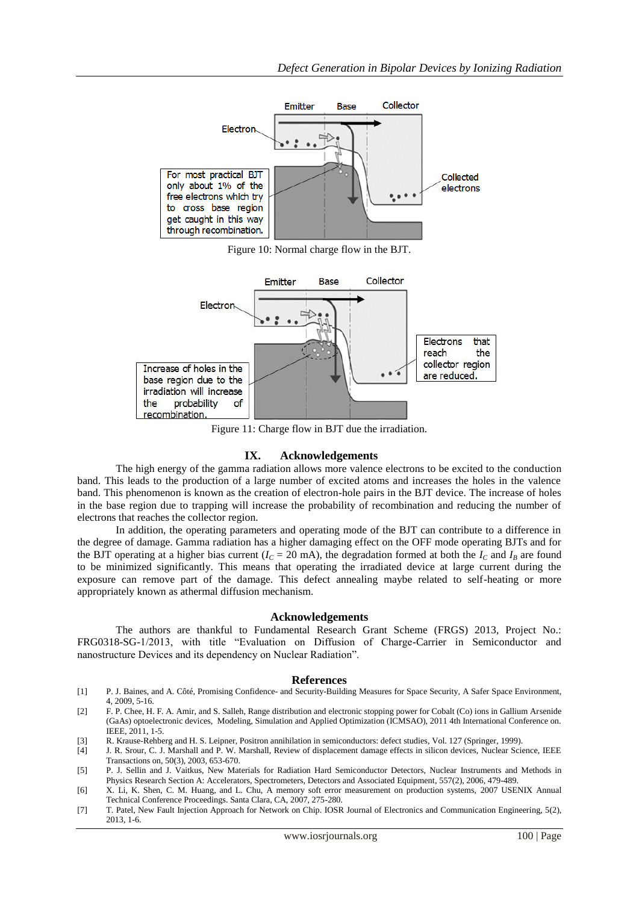Figure 10: Normal charge flow in the BJT.

Figure 11: Charge flow in BJT due the irradiation.

## IX. Acknowledgements

The high energy of the gamma radiation allows more valence electrons to be excited to the conduction band. This leads to the production of a large number of excited atoms and increases the holes in the valence band. This phenomenon is known as the creation of electron-hole pairs in the BJT device. The increase of holes in the base region due to trapping will increase the probability of recombination and reducing the number of electrons that reaches the collector region.

In addition, the operating parameters and operating mode of the BJT can contribute to a difference in the degree of damage. Gamma radiation has a higher damaging effect on the OFF mode operating BJTs and for the BJT operating at a higher bias current ($I_C$ = 20 mA), the degradation formed at both the $I_C$ and $I_B$ are found to be minimized significantly. This means that operating the irradiated device at large current during the exposure can remove part of the damage. This defect annealing maybe related to self-heating or more appropriately known as athermal diffusion mechanism.

## Acknowledgements

The authors are thankful to Fundamental Research Grant Scheme (FRGS) 2013, Project No.: FRG0318-SG-1/2013, with title "Evaluation on Diffusion of Charge-Carrier in Semiconductor and nanostructure Devices and its dependency on Nuclear Radiation".

## References

[1] P. J. Baines, and A. Côté, Promising Confidence- and Security-Building Measures for Space Security, A Safer Space Environment, 4, 2009, 5-16.

[2] F. P. Chee, H. F. A. Amir, and S. Salleh, Range distribution and electronic stopping power for Cobalt (Co) ions in Gallium Arsenide (GaAs) optoelectronic devices, Modeling, Simulation and Applied Optimization (ICMSAO), 2011 4th International Conference on. IEEE, 2011, 1-5.

[3] R. Krause-Rehberg and H. S. Leipner, Positron annihilation in semiconductors: defect studies, Vol. 127 (Springer, 1999).

[4] J. R. Srour, C. J. Marshall and P. W. Marshall, Review of displacement damage effects in silicon devices, Nuclear Science, IEEE Transactions on, 50(3), 2003, 653-670.

[5] P. J. Sellin and J. Vaitkus, New Materials for Radiation Hard Semiconductor Detectors, Nuclear Instruments and Methods in Physics Research Section A: Accelerators, Spectrometers, Detectors and Associated Equipment, 557(2), 2006, 479-489.

[6] X. Li, K. Shen, C. M. Huang, and L. Chu, A memory soft error measurement on production systems, 2007 USENIX Annual Technical Conference Proceedings. Santa Clara, CA, 2007, 275-280.

[7] T. Patel, New Fault Injection Approach for Network on Chip. IOSR Journal of Electronics and Communication Engineering, 5(2), 2013, 1-6.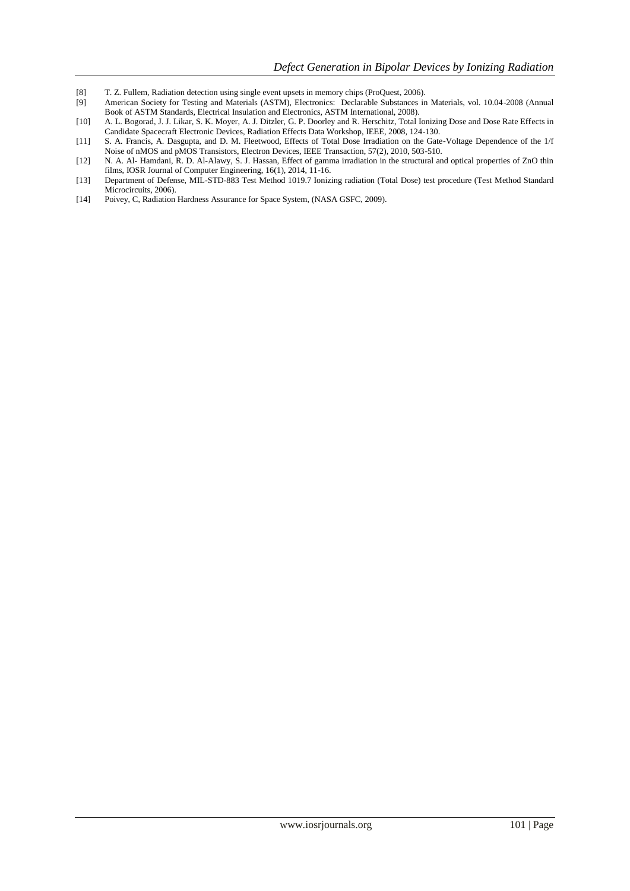[8] T. Z. Fullem, Radiation detection using single event upsets in memory chips (ProQuest, 2006).

[9] American Society for Testing and Materials (ASTM), Electronics: Declarable Substances in Materials, vol. 10.04-2008 (Annual Book of ASTM Standards, Electrical Insulation and Electronics, ASTM International, 2008).

[10] A. L. Bogorad, J. J. Likar, S. K. Moyer, A. J. Ditzler, G. P. Doorley and R. Herschitz, Total Ionizing Dose and Dose Rate Effects in Candidate Spacecraft Electronic Devices, Radiation Effects Data Workshop, IEEE, 2008, 124-130.

[11] S. A. Francis, A. Dasgupta, and D. M. Fleetwood, Effects of Total Dose Irradiation on the Gate-Voltage Dependence of the 1/f Noise of nMOS and pMOS Transistors, Electron Devices, IEEE Transaction, 57(2), 2010, 503-510.

[12] N. A. Al- Hamdani, R. D. Al-Alawy, S. J. Hassan, Effect of gamma irradiation in the structural and optical properties of ZnO thin films, IOSR Journal of Computer Engineering, 16(1), 2014, 11-16.

[13] Department of Defense, MIL-STD-883 Test Method 1019.7 Ionizing radiation (Total Dose) test procedure (Test Method Standard Microcircuits, 2006).

[14] Poivey, C, Radiation Hardness Assurance for Space System, (NASA GSFC, 2009).